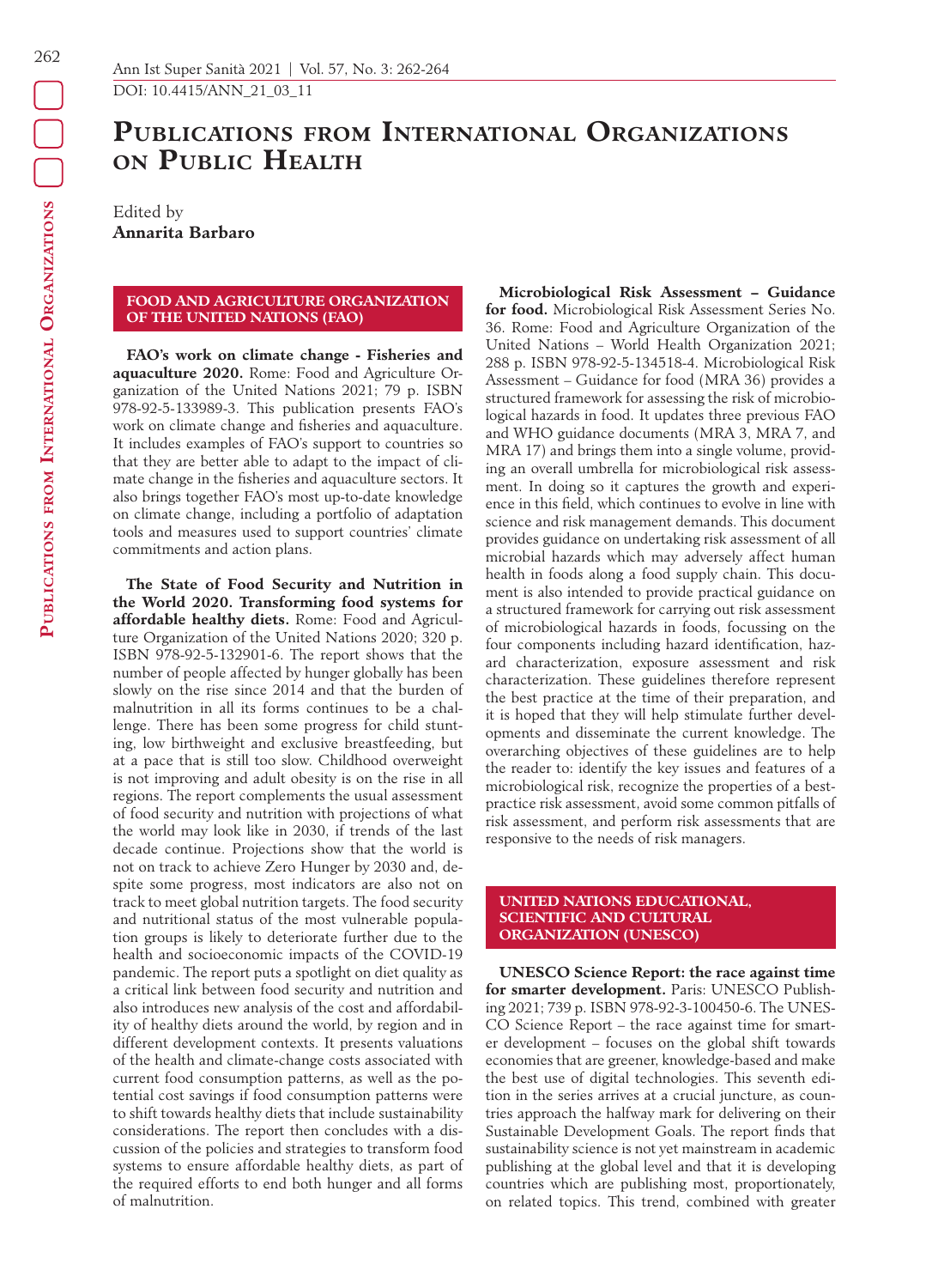DOI: 10.4415/ANN_21_03_11

# Publications from International Organizations on Public Health

Edited by
**Annarita Barbaro**

## FOOD AND AGRICULTURE ORGANIZATION OF THE UNITED NATIONS (FAO)

**FAO's work on climate change - Fisheries and aquaculture 2020.** Rome: Food and Agriculture Organization of the United Nations 2021; 79 p. ISBN 978-92-5-133989-3. This publication presents FAO's work on climate change and fisheries and aquaculture. It includes examples of FAO's support to countries so that they are better able to adapt to the impact of climate change in the fisheries and aquaculture sectors. It also brings together FAO's most up-to-date knowledge on climate change, including a portfolio of adaptation tools and measures used to support countries' climate commitments and action plans.

**The State of Food Security and Nutrition in the World 2020. Transforming food systems for affordable healthy diets.** Rome: Food and Agriculture Organization of the United Nations 2020; 320 p. ISBN 978-92-5-132901-6. The report shows that the number of people affected by hunger globally has been slowly on the rise since 2014 and that the burden of malnutrition in all its forms continues to be a challenge. There has been some progress for child stunting, low birthweight and exclusive breastfeeding, but at a pace that is still too slow. Childhood overweight is not improving and adult obesity is on the rise in all regions. The report complements the usual assessment of food security and nutrition with projections of what the world may look like in 2030, if trends of the last decade continue. Projections show that the world is not on track to achieve Zero Hunger by 2030 and, despite some progress, most indicators are also not on track to meet global nutrition targets. The food security and nutritional status of the most vulnerable population groups is likely to deteriorate further due to the health and socioeconomic impacts of the COVID-19 pandemic. The report puts a spotlight on diet quality as a critical link between food security and nutrition and also introduces new analysis of the cost and affordability of healthy diets around the world, by region and in different development contexts. It presents valuations of the health and climate-change costs associated with current food consumption patterns, as well as the potential cost savings if food consumption patterns were to shift towards healthy diets that include sustainability considerations. The report then concludes with a discussion of the policies and strategies to transform food systems to ensure affordable healthy diets, as part of the required efforts to end both hunger and all forms of malnutrition.

**Microbiological Risk Assessment – Guidance for food.** Microbiological Risk Assessment Series No. 36. Rome: Food and Agriculture Organization of the United Nations – World Health Organization 2021; 288 p. ISBN 978-92-5-134518-4. Microbiological Risk Assessment – Guidance for food (MRA 36) provides a structured framework for assessing the risk of microbiological hazards in food. It updates three previous FAO and WHO guidance documents (MRA 3, MRA 7, and MRA 17) and brings them into a single volume, providing an overall umbrella for microbiological risk assessment. In doing so it captures the growth and experience in this field, which continues to evolve in line with science and risk management demands. This document provides guidance on undertaking risk assessment of all microbial hazards which may adversely affect human health in foods along a food supply chain. This document is also intended to provide practical guidance on a structured framework for carrying out risk assessment of microbiological hazards in foods, focussing on the four components including hazard identification, hazard characterization, exposure assessment and risk characterization. These guidelines therefore represent the best practice at the time of their preparation, and it is hoped that they will help stimulate further developments and disseminate the current knowledge. The overarching objectives of these guidelines are to help the reader to: identify the key issues and features of a microbiological risk, recognize the properties of a best-practice risk assessment, avoid some common pitfalls of risk assessment, and perform risk assessments that are responsive to the needs of risk managers.

## UNITED NATIONS EDUCATIONAL, SCIENTIFIC AND CULTURAL ORGANIZATION (UNESCO)

**UNESCO Science Report: the race against time for smarter development.** Paris: UNESCO Publishing 2021; 739 p. ISBN 978-92-3-100450-6. The UNESCO Science Report – the race against time for smarter development – focuses on the global shift towards economies that are greener, knowledge-based and make the best use of digital technologies. This seventh edition in the series arrives at a crucial juncture, as countries approach the halfway mark for delivering on their Sustainable Development Goals. The report finds that sustainability science is not yet mainstream in academic publishing at the global level and that it is developing countries which are publishing most, proportionately, on related topics. This trend, combined with greater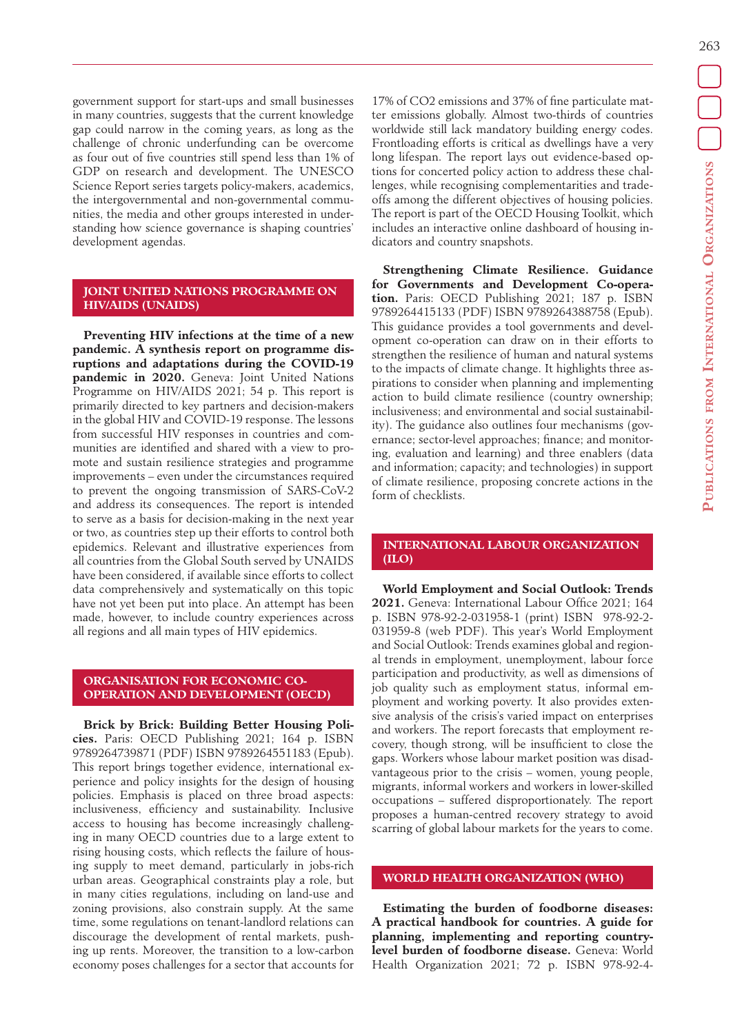government support for start-ups and small businesses in many countries, suggests that the current knowledge gap could narrow in the coming years, as long as the challenge of chronic underfunding can be overcome as four out of five countries still spend less than 1% of GDP on research and development. The UNESCO Science Report series targets policy-makers, academics, the intergovernmental and non-governmental communities, the media and other groups interested in understanding how science governance is shaping countries' development agendas.

## JOINT UNITED NATIONS PROGRAMME ON HIV/AIDS (UNAIDS)

**Preventing HIV infections at the time of a new pandemic. A synthesis report on programme disruptions and adaptations during the COVID-19 pandemic in 2020.** Geneva: Joint United Nations Programme on HIV/AIDS 2021; 54 p. This report is primarily directed to key partners and decision-makers in the global HIV and COVID-19 response. The lessons from successful HIV responses in countries and communities are identified and shared with a view to promote and sustain resilience strategies and programme improvements – even under the circumstances required to prevent the ongoing transmission of SARS-CoV-2 and address its consequences. The report is intended to serve as a basis for decision-making in the next year or two, as countries step up their efforts to control both epidemics. Relevant and illustrative experiences from all countries from the Global South served by UNAIDS have been considered, if available since efforts to collect data comprehensively and systematically on this topic have not yet been put into place. An attempt has been made, however, to include country experiences across all regions and all main types of HIV epidemics.

## ORGANISATION FOR ECONOMIC CO-OPERATION AND DEVELOPMENT (OECD)

**Brick by Brick: Building Better Housing Policies.** Paris: OECD Publishing 2021; 164 p. ISBN 9789264739871 (PDF) ISBN 9789264551183 (Epub). This report brings together evidence, international experience and policy insights for the design of housing policies. Emphasis is placed on three broad aspects: inclusiveness, efficiency and sustainability. Inclusive access to housing has become increasingly challenging in many OECD countries due to a large extent to rising housing costs, which reflects the failure of housing supply to meet demand, particularly in jobs-rich urban areas. Geographical constraints play a role, but in many cities regulations, including on land-use and zoning provisions, also constrain supply. At the same time, some regulations on tenant-landlord relations can discourage the development of rental markets, pushing up rents. Moreover, the transition to a low-carbon economy poses challenges for a sector that accounts for 17% of CO2 emissions and 37% of fine particulate matter emissions globally. Almost two-thirds of countries worldwide still lack mandatory building energy codes. Frontloading efforts is critical as dwellings have a very long lifespan. The report lays out evidence-based options for concerted policy action to address these challenges, while recognising complementarities and trade-offs among the different objectives of housing policies. The report is part of the OECD Housing Toolkit, which includes an interactive online dashboard of housing indicators and country snapshots.

**Strengthening Climate Resilience. Guidance for Governments and Development Co-operation.** Paris: OECD Publishing 2021; 187 p. ISBN 9789264415133 (PDF) ISBN 9789264388758 (Epub). This guidance provides a tool governments and development co-operation can draw on in their efforts to strengthen the resilience of human and natural systems to the impacts of climate change. It highlights three aspirations to consider when planning and implementing action to build climate resilience (country ownership; inclusiveness; and environmental and social sustainability). The guidance also outlines four mechanisms (governance; sector-level approaches; finance; and monitoring, evaluation and learning) and three enablers (data and information; capacity; and technologies) in support of climate resilience, proposing concrete actions in the form of checklists.

## INTERNATIONAL LABOUR ORGANIZATION (ILO)

**World Employment and Social Outlook: Trends 2021.** Geneva: International Labour Office 2021; 164 p. ISBN 978-92-2-031958-1 (print) ISBN 978-92-2-031959-8 (web PDF). This year's World Employment and Social Outlook: Trends examines global and regional trends in employment, unemployment, labour force participation and productivity, as well as dimensions of job quality such as employment status, informal employment and working poverty. It also provides extensive analysis of the crisis's varied impact on enterprises and workers. The report forecasts that employment recovery, though strong, will be insufficient to close the gaps. Workers whose labour market position was disadvantageous prior to the crisis – women, young people, migrants, informal workers and workers in lower-skilled occupations – suffered disproportionately. The report proposes a human-centred recovery strategy to avoid scarring of global labour markets for the years to come.

## WORLD HEALTH ORGANIZATION (WHO)

**Estimating the burden of foodborne diseases: A practical handbook for countries. A guide for planning, implementing and reporting country-level burden of foodborne disease.** Geneva: World Health Organization 2021; 72 p. ISBN 978-92-4-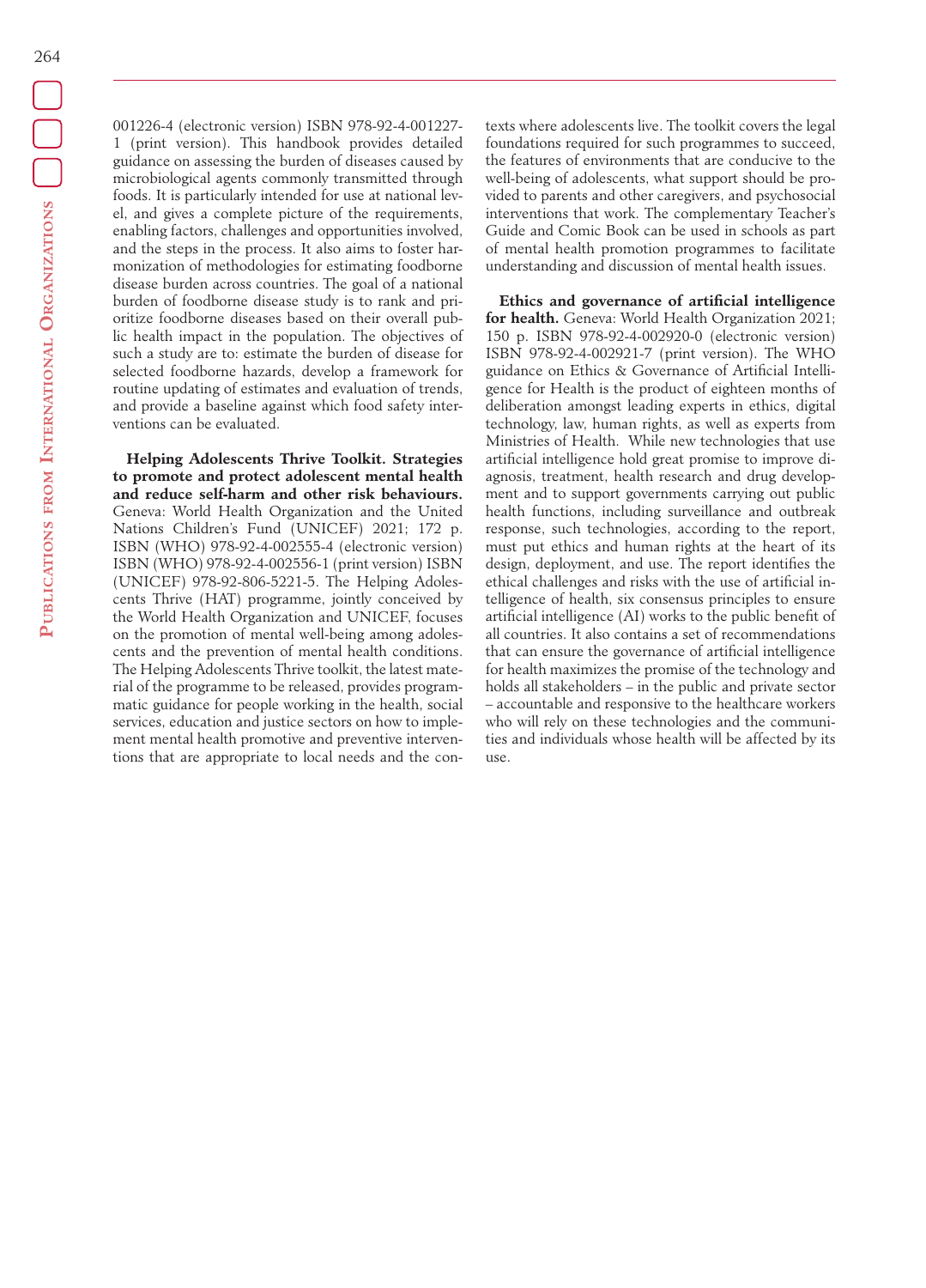001226-4 (electronic version) ISBN 978-92-4-001227-1 (print version). This handbook provides detailed guidance on assessing the burden of diseases caused by microbiological agents commonly transmitted through foods. It is particularly intended for use at national level, and gives a complete picture of the requirements, enabling factors, challenges and opportunities involved, and the steps in the process. It also aims to foster harmonization of methodologies for estimating foodborne disease burden across countries. The goal of a national burden of foodborne disease study is to rank and prioritize foodborne diseases based on their overall public health impact in the population. The objectives of such a study are to: estimate the burden of disease for selected foodborne hazards, develop a framework for routine updating of estimates and evaluation of trends, and provide a baseline against which food safety interventions can be evaluated.

**Helping Adolescents Thrive Toolkit. Strategies to promote and protect adolescent mental health and reduce self-harm and other risk behaviours.** Geneva: World Health Organization and the United Nations Children's Fund (UNICEF) 2021; 172 p. ISBN (WHO) 978-92-4-002555-4 (electronic version) ISBN (WHO) 978-92-4-002556-1 (print version) ISBN (UNICEF) 978-92-806-5221-5. The Helping Adolescents Thrive (HAT) programme, jointly conceived by the World Health Organization and UNICEF, focuses on the promotion of mental well-being among adolescents and the prevention of mental health conditions. The Helping Adolescents Thrive toolkit, the latest material of the programme to be released, provides programmatic guidance for people working in the health, social services, education and justice sectors on how to implement mental health promotive and preventive interventions that are appropriate to local needs and the contexts where adolescents live. The toolkit covers the legal foundations required for such programmes to succeed, the features of environments that are conducive to the well-being of adolescents, what support should be provided to parents and other caregivers, and psychosocial interventions that work. The complementary Teacher's Guide and Comic Book can be used in schools as part of mental health promotion programmes to facilitate understanding and discussion of mental health issues.

**Ethics and governance of artificial intelligence for health.** Geneva: World Health Organization 2021; 150 p. ISBN 978-92-4-002920-0 (electronic version) ISBN 978-92-4-002921-7 (print version). The WHO guidance on Ethics & Governance of Artificial Intelligence for Health is the product of eighteen months of deliberation amongst leading experts in ethics, digital technology, law, human rights, as well as experts from Ministries of Health. While new technologies that use artificial intelligence hold great promise to improve diagnosis, treatment, health research and drug development and to support governments carrying out public health functions, including surveillance and outbreak response, such technologies, according to the report, must put ethics and human rights at the heart of its design, deployment, and use. The report identifies the ethical challenges and risks with the use of artificial intelligence of health, six consensus principles to ensure artificial intelligence (AI) works to the public benefit of all countries. It also contains a set of recommendations that can ensure the governance of artificial intelligence for health maximizes the promise of the technology and holds all stakeholders – in the public and private sector – accountable and responsive to the healthcare workers who will rely on these technologies and the communities and individuals whose health will be affected by its use.